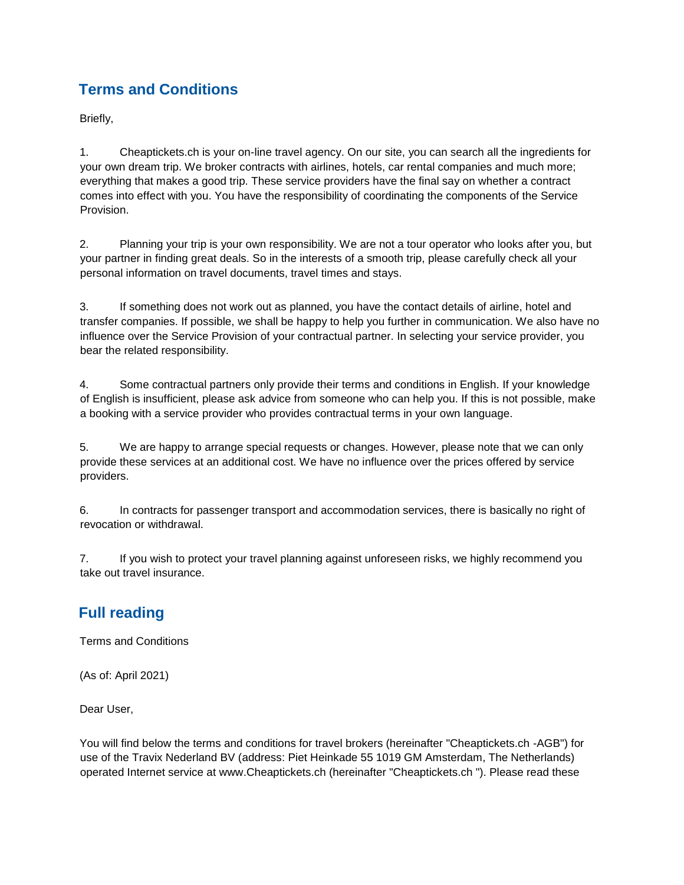## Terms and Conditions

Briefly,

1. Cheaptickets.ch is your on-line travel agency. On our site, you can search all the ingredients for your own dream trip. We broker contracts with airlines, hotels, car rental companies and much more; everything that makes a good trip. These service providers have the final say on whether a contract comes into effect with you. You have the responsibility of coordinating the components of the Service Provision.

2. Planning your trip is your own responsibility. We are not a tour operator who looks after you, but your partner in finding great deals. So in the interests of a smooth trip, please carefully check all your personal information on travel documents, travel times and stays.

3. If something does not work out as planned, you have the contact details of airline, hotel and transfer companies. If possible, we shall be happy to help you further in communication. We also have no influence over the Service Provision of your contractual partner. In selecting your service provider, you bear the related responsibility.

4. Some contractual partners only provide their terms and conditions in English. If your knowledge of English is insufficient, please ask advice from someone who can help you. If this is not possible, make a booking with a service provider who provides contractual terms in your own language.

5. We are happy to arrange special requests or changes. However, please note that we can only provide these services at an additional cost. We have no influence over the prices offered by service providers.

6. In contracts for passenger transport and accommodation services, there is basically no right of revocation or withdrawal.

7. If you wish to protect your travel planning against unforeseen risks, we highly recommend you take out travel insurance.

## Full reading

Terms and Conditions

(As of: April 2021)

Dear User,

You will find below the terms and conditions for travel brokers (hereinafter "Cheaptickets.ch -AGB") for use of the Travix Nederland BV (address: Piet Heinkade 55 1019 GM Amsterdam, The Netherlands) operated Internet service at www.Cheaptickets.ch (hereinafter "Cheaptickets.ch "). Please read these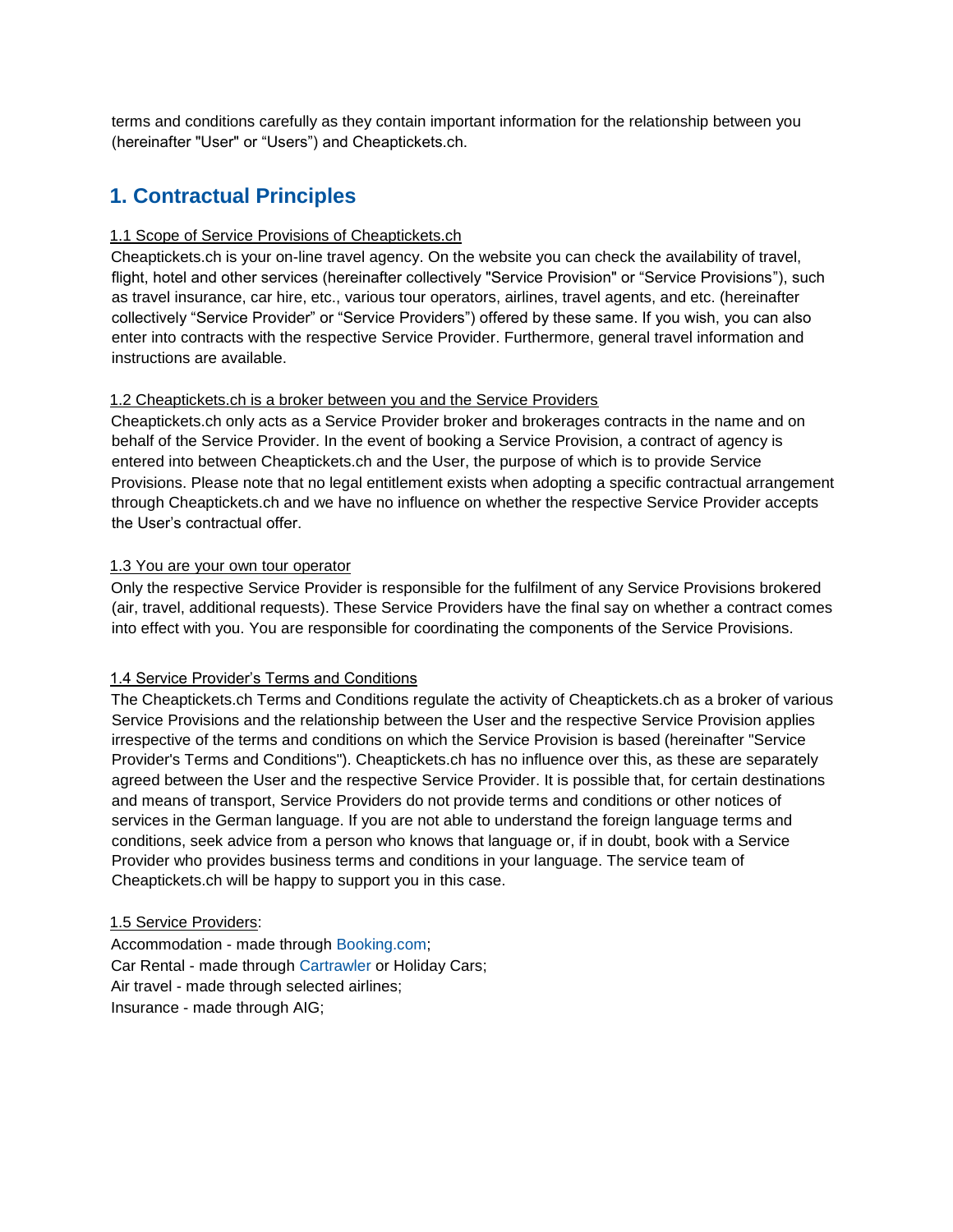terms and conditions carefully as they contain important information for the relationship between you (hereinafter "User" or "Users") and Cheaptickets.ch.

## 1. Contractual Principles

1.1 Scope of Service Provisions of Cheaptickets.ch

Cheaptickets.ch is your on-line travel agency. On the website you can check the availability of travel, flight, hotel and other services (hereinafter collectively "Service Provision" or "Service Provisions"), such as travel insurance, car hire, etc., various tour operators, airlines, travel agents, and etc. (hereinafter collectively "Service Provider" or "Service Providers") offered by these same. If you wish, you can also enter into contracts with the respective Service Provider. Furthermore, general travel information and instructions are available.

1.2 Cheaptickets.ch is a broker between you and the Service Providers

Cheaptickets.ch only acts as a Service Provider broker and brokerages contracts in the name and on behalf of the Service Provider. In the event of booking a Service Provision, a contract of agency is entered into between Cheaptickets.ch and the User, the purpose of which is to provide Service Provisions. Please note that no legal entitlement exists when adopting a specific contractual arrangement through Cheaptickets.ch and we have no influence on whether the respective Service Provider accepts the User's contractual offer.

1.3 You are your own tour operator

Only the respective Service Provider is responsible for the fulfilment of any Service Provisions brokered (air, travel, additional requests). These Service Providers have the final say on whether a contract comes into effect with you. You are responsible for coordinating the components of the Service Provisions.

1.4 Service Provider's Terms and Conditions

The Cheaptickets.ch Terms and Conditions regulate the activity of Cheaptickets.ch as a broker of various Service Provisions and the relationship between the User and the respective Service Provision applies irrespective of the terms and conditions on which the Service Provision is based (hereinafter "Service Provider's Terms and Conditions"). Cheaptickets.ch has no influence over this, as these are separately agreed between the User and the respective Service Provider. It is possible that, for certain destinations and means of transport, Service Providers do not provide terms and conditions or other notices of services in the German language. If you are not able to understand the foreign language terms and conditions, seek advice from a person who knows that language or, if in doubt, book with a Service Provider who provides business terms and conditions in your language. The service team of Cheaptickets.ch will be happy to support you in this case.

1.5 Service Providers:

Accommodation - made through Booking.com;
Car Rental - made through Cartrawler or Holiday Cars;
Air travel - made through selected airlines;
Insurance - made through AIG;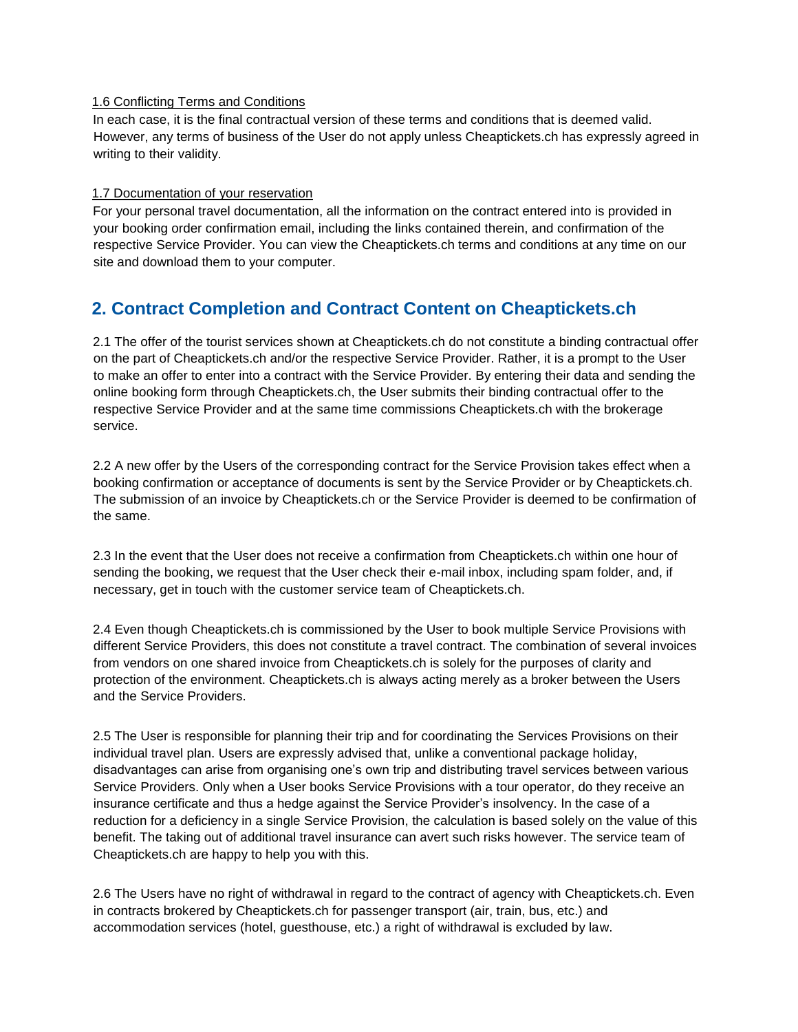### 1.6 Conflicting Terms and Conditions

In each case, it is the final contractual version of these terms and conditions that is deemed valid. However, any terms of business of the User do not apply unless Cheaptickets.ch has expressly agreed in writing to their validity.

### 1.7 Documentation of your reservation

For your personal travel documentation, all the information on the contract entered into is provided in your booking order confirmation email, including the links contained therein, and confirmation of the respective Service Provider. You can view the Cheaptickets.ch terms and conditions at any time on our site and download them to your computer.

## 2. Contract Completion and Contract Content on Cheaptickets.ch

2.1 The offer of the tourist services shown at Cheaptickets.ch do not constitute a binding contractual offer on the part of Cheaptickets.ch and/or the respective Service Provider. Rather, it is a prompt to the User to make an offer to enter into a contract with the Service Provider. By entering their data and sending the online booking form through Cheaptickets.ch, the User submits their binding contractual offer to the respective Service Provider and at the same time commissions Cheaptickets.ch with the brokerage service.

2.2 A new offer by the Users of the corresponding contract for the Service Provision takes effect when a booking confirmation or acceptance of documents is sent by the Service Provider or by Cheaptickets.ch. The submission of an invoice by Cheaptickets.ch or the Service Provider is deemed to be confirmation of the same.

2.3 In the event that the User does not receive a confirmation from Cheaptickets.ch within one hour of sending the booking, we request that the User check their e-mail inbox, including spam folder, and, if necessary, get in touch with the customer service team of Cheaptickets.ch.

2.4 Even though Cheaptickets.ch is commissioned by the User to book multiple Service Provisions with different Service Providers, this does not constitute a travel contract. The combination of several invoices from vendors on one shared invoice from Cheaptickets.ch is solely for the purposes of clarity and protection of the environment. Cheaptickets.ch is always acting merely as a broker between the Users and the Service Providers.

2.5 The User is responsible for planning their trip and for coordinating the Services Provisions on their individual travel plan. Users are expressly advised that, unlike a conventional package holiday, disadvantages can arise from organising one's own trip and distributing travel services between various Service Providers. Only when a User books Service Provisions with a tour operator, do they receive an insurance certificate and thus a hedge against the Service Provider's insolvency. In the case of a reduction for a deficiency in a single Service Provision, the calculation is based solely on the value of this benefit. The taking out of additional travel insurance can avert such risks however. The service team of Cheaptickets.ch are happy to help you with this.

2.6 The Users have no right of withdrawal in regard to the contract of agency with Cheaptickets.ch. Even in contracts brokered by Cheaptickets.ch for passenger transport (air, train, bus, etc.) and accommodation services (hotel, guesthouse, etc.) a right of withdrawal is excluded by law.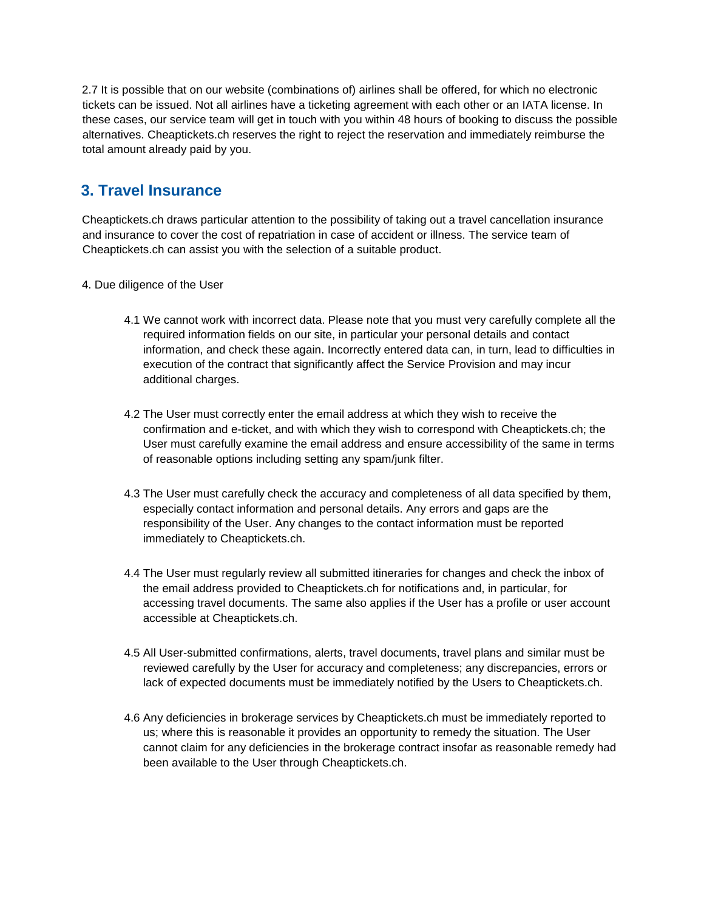2.7 It is possible that on our website (combinations of) airlines shall be offered, for which no electronic tickets can be issued. Not all airlines have a ticketing agreement with each other or an IATA license. In these cases, our service team will get in touch with you within 48 hours of booking to discuss the possible alternatives. Cheaptickets.ch reserves the right to reject the reservation and immediately reimburse the total amount already paid by you.

## 3. Travel Insurance

Cheaptickets.ch draws particular attention to the possibility of taking out a travel cancellation insurance and insurance to cover the cost of repatriation in case of accident or illness. The service team of Cheaptickets.ch can assist you with the selection of a suitable product.

4. Due diligence of the User

4.1 We cannot work with incorrect data. Please note that you must very carefully complete all the required information fields on our site, in particular your personal details and contact information, and check these again. Incorrectly entered data can, in turn, lead to difficulties in execution of the contract that significantly affect the Service Provision and may incur additional charges.

4.2 The User must correctly enter the email address at which they wish to receive the confirmation and e-ticket, and with which they wish to correspond with Cheaptickets.ch; the User must carefully examine the email address and ensure accessibility of the same in terms of reasonable options including setting any spam/junk filter.

4.3 The User must carefully check the accuracy and completeness of all data specified by them, especially contact information and personal details. Any errors and gaps are the responsibility of the User. Any changes to the contact information must be reported immediately to Cheaptickets.ch.

4.4 The User must regularly review all submitted itineraries for changes and check the inbox of the email address provided to Cheaptickets.ch for notifications and, in particular, for accessing travel documents. The same also applies if the User has a profile or user account accessible at Cheaptickets.ch.

4.5 All User-submitted confirmations, alerts, travel documents, travel plans and similar must be reviewed carefully by the User for accuracy and completeness; any discrepancies, errors or lack of expected documents must be immediately notified by the Users to Cheaptickets.ch.

4.6 Any deficiencies in brokerage services by Cheaptickets.ch must be immediately reported to us; where this is reasonable it provides an opportunity to remedy the situation. The User cannot claim for any deficiencies in the brokerage contract insofar as reasonable remedy had been available to the User through Cheaptickets.ch.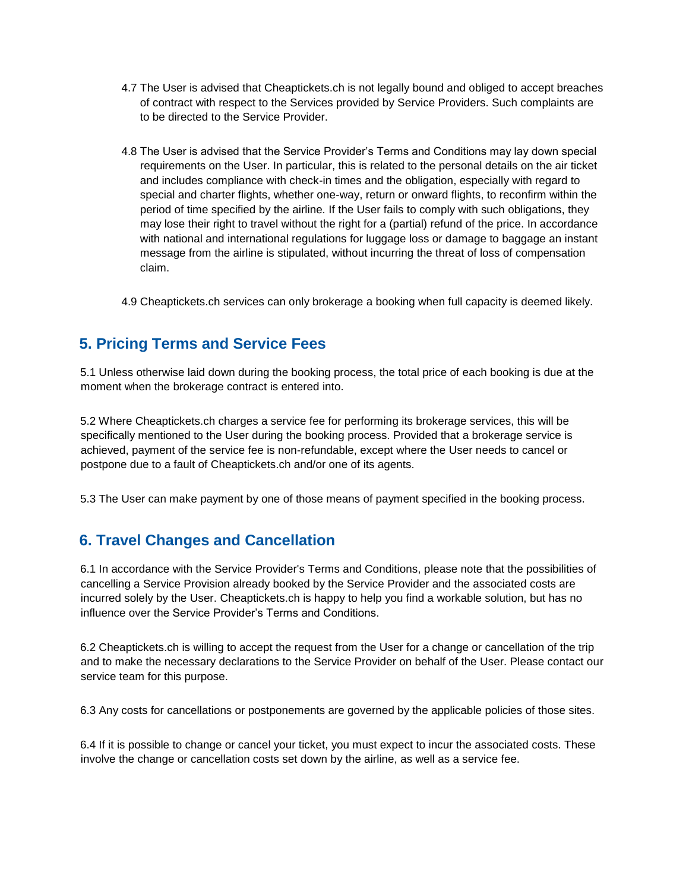4.7 The User is advised that Cheaptickets.ch is not legally bound and obliged to accept breaches of contract with respect to the Services provided by Service Providers. Such complaints are to be directed to the Service Provider.

4.8 The User is advised that the Service Provider's Terms and Conditions may lay down special requirements on the User. In particular, this is related to the personal details on the air ticket and includes compliance with check-in times and the obligation, especially with regard to special and charter flights, whether one-way, return or onward flights, to reconfirm within the period of time specified by the airline. If the User fails to comply with such obligations, they may lose their right to travel without the right for a (partial) refund of the price. In accordance with national and international regulations for luggage loss or damage to baggage an instant message from the airline is stipulated, without incurring the threat of loss of compensation claim.

4.9 Cheaptickets.ch services can only brokerage a booking when full capacity is deemed likely.

## 5. Pricing Terms and Service Fees

5.1 Unless otherwise laid down during the booking process, the total price of each booking is due at the moment when the brokerage contract is entered into.

5.2 Where Cheaptickets.ch charges a service fee for performing its brokerage services, this will be specifically mentioned to the User during the booking process. Provided that a brokerage service is achieved, payment of the service fee is non-refundable, except where the User needs to cancel or postpone due to a fault of Cheaptickets.ch and/or one of its agents.

5.3 The User can make payment by one of those means of payment specified in the booking process.

## 6. Travel Changes and Cancellation

6.1 In accordance with the Service Provider's Terms and Conditions, please note that the possibilities of cancelling a Service Provision already booked by the Service Provider and the associated costs are incurred solely by the User. Cheaptickets.ch is happy to help you find a workable solution, but has no influence over the Service Provider's Terms and Conditions.

6.2 Cheaptickets.ch is willing to accept the request from the User for a change or cancellation of the trip and to make the necessary declarations to the Service Provider on behalf of the User. Please contact our service team for this purpose.

6.3 Any costs for cancellations or postponements are governed by the applicable policies of those sites.

6.4 If it is possible to change or cancel your ticket, you must expect to incur the associated costs. These involve the change or cancellation costs set down by the airline, as well as a service fee.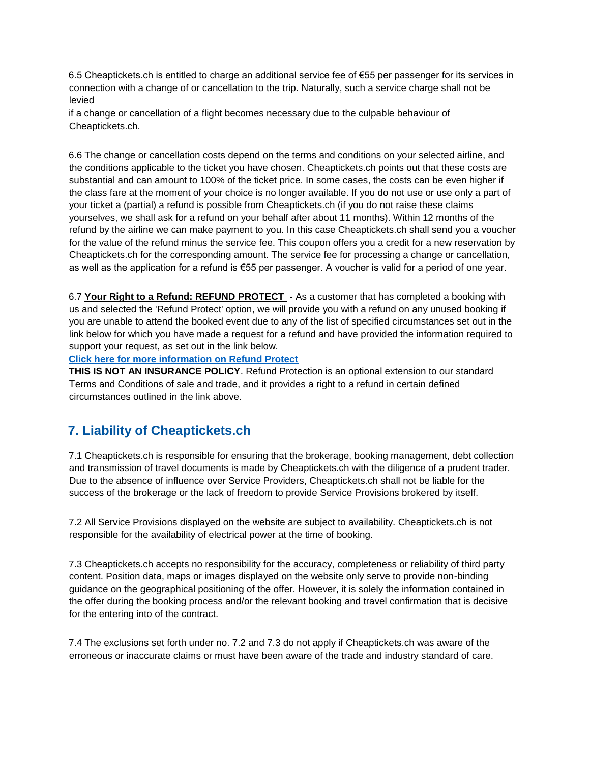6.5 Cheaptickets.ch is entitled to charge an additional service fee of €55 per passenger for its services in connection with a change of or cancellation to the trip. Naturally, such a service charge shall not be levied if a change or cancellation of a flight becomes necessary due to the culpable behaviour of Cheaptickets.ch.

6.6 The change or cancellation costs depend on the terms and conditions on your selected airline, and the conditions applicable to the ticket you have chosen. Cheaptickets.ch points out that these costs are substantial and can amount to 100% of the ticket price. In some cases, the costs can be even higher if the class fare at the moment of your choice is no longer available. If you do not use or use only a part of your ticket a (partial) a refund is possible from Cheaptickets.ch (if you do not raise these claims yourselves, we shall ask for a refund on your behalf after about 11 months). Within 12 months of the refund by the airline we can make payment to you. In this case Cheaptickets.ch shall send you a voucher for the value of the refund minus the service fee. This coupon offers you a credit for a new reservation by Cheaptickets.ch for the corresponding amount. The service fee for processing a change or cancellation, as well as the application for a refund is €55 per passenger. A voucher is valid for a period of one year.

6.7 **Your Right to a Refund: REFUND PROTECT** - As a customer that has completed a booking with us and selected the 'Refund Protect' option, we will provide you with a refund on any unused booking if you are unable to attend the booked event due to any of the list of specified circumstances set out in the link below for which you have made a request for a refund and have provided the information required to support your request, as set out in the link below.

**Click here for more information on Refund Protect**

**THIS IS NOT AN INSURANCE POLICY**. Refund Protection is an optional extension to our standard Terms and Conditions of sale and trade, and it provides a right to a refund in certain defined circumstances outlined in the link above.

## 7. Liability of Cheaptickets.ch

7.1 Cheaptickets.ch is responsible for ensuring that the brokerage, booking management, debt collection and transmission of travel documents is made by Cheaptickets.ch with the diligence of a prudent trader. Due to the absence of influence over Service Providers, Cheaptickets.ch shall not be liable for the success of the brokerage or the lack of freedom to provide Service Provisions brokered by itself.

7.2 All Service Provisions displayed on the website are subject to availability. Cheaptickets.ch is not responsible for the availability of electrical power at the time of booking.

7.3 Cheaptickets.ch accepts no responsibility for the accuracy, completeness or reliability of third party content. Position data, maps or images displayed on the website only serve to provide non-binding guidance on the geographical positioning of the offer. However, it is solely the information contained in the offer during the booking process and/or the relevant booking and travel confirmation that is decisive for the entering into of the contract.

7.4 The exclusions set forth under no. 7.2 and 7.3 do not apply if Cheaptickets.ch was aware of the erroneous or inaccurate claims or must have been aware of the trade and industry standard of care.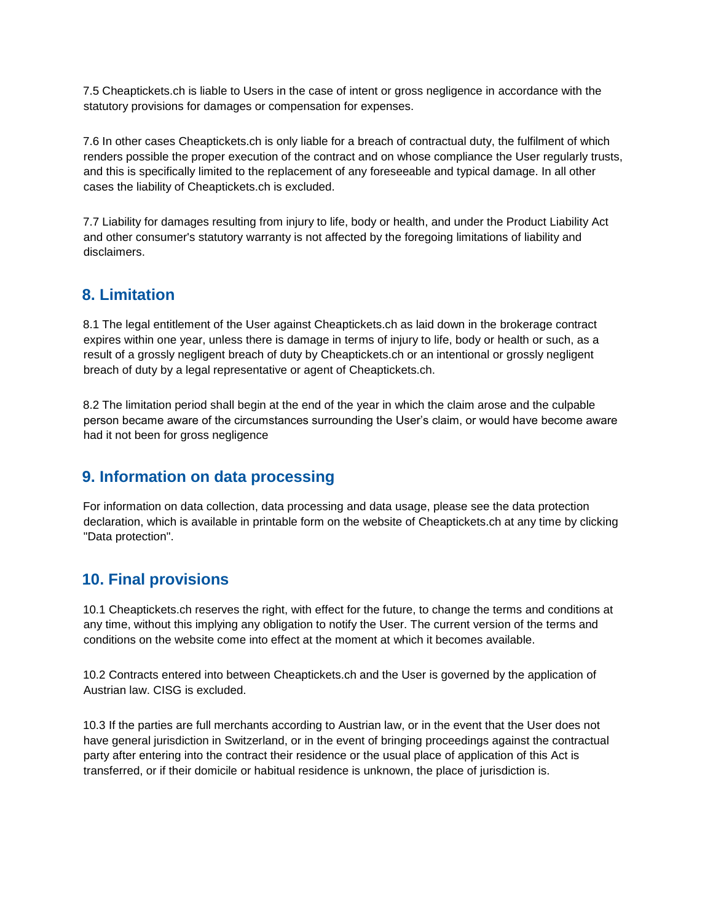7.5 Cheaptickets.ch is liable to Users in the case of intent or gross negligence in accordance with the statutory provisions for damages or compensation for expenses.

7.6 In other cases Cheaptickets.ch is only liable for a breach of contractual duty, the fulfilment of which renders possible the proper execution of the contract and on whose compliance the User regularly trusts, and this is specifically limited to the replacement of any foreseeable and typical damage. In all other cases the liability of Cheaptickets.ch is excluded.

7.7 Liability for damages resulting from injury to life, body or health, and under the Product Liability Act and other consumer's statutory warranty is not affected by the foregoing limitations of liability and disclaimers.

## 8. Limitation

8.1 The legal entitlement of the User against Cheaptickets.ch as laid down in the brokerage contract expires within one year, unless there is damage in terms of injury to life, body or health or such, as a result of a grossly negligent breach of duty by Cheaptickets.ch or an intentional or grossly negligent breach of duty by a legal representative or agent of Cheaptickets.ch.

8.2 The limitation period shall begin at the end of the year in which the claim arose and the culpable person became aware of the circumstances surrounding the User's claim, or would have become aware had it not been for gross negligence

## 9. Information on data processing

For information on data collection, data processing and data usage, please see the data protection declaration, which is available in printable form on the website of Cheaptickets.ch at any time by clicking "Data protection".

## 10. Final provisions

10.1 Cheaptickets.ch reserves the right, with effect for the future, to change the terms and conditions at any time, without this implying any obligation to notify the User. The current version of the terms and conditions on the website come into effect at the moment at which it becomes available.

10.2 Contracts entered into between Cheaptickets.ch and the User is governed by the application of Austrian law. CISG is excluded.

10.3 If the parties are full merchants according to Austrian law, or in the event that the User does not have general jurisdiction in Switzerland, or in the event of bringing proceedings against the contractual party after entering into the contract their residence or the usual place of application of this Act is transferred, or if their domicile or habitual residence is unknown, the place of jurisdiction is.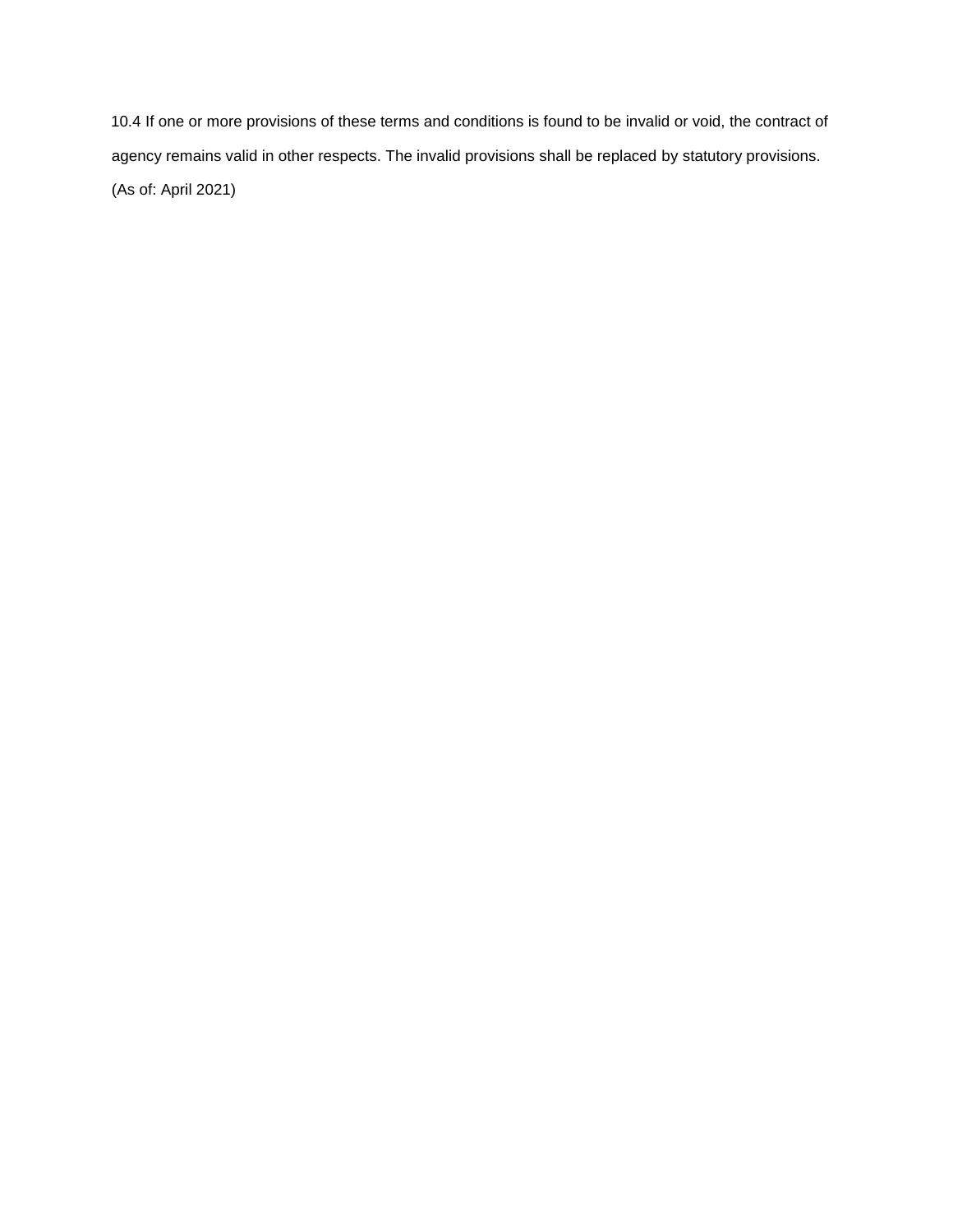10.4 If one or more provisions of these terms and conditions is found to be invalid or void, the contract of agency remains valid in other respects. The invalid provisions shall be replaced by statutory provisions.

(As of: April 2021)